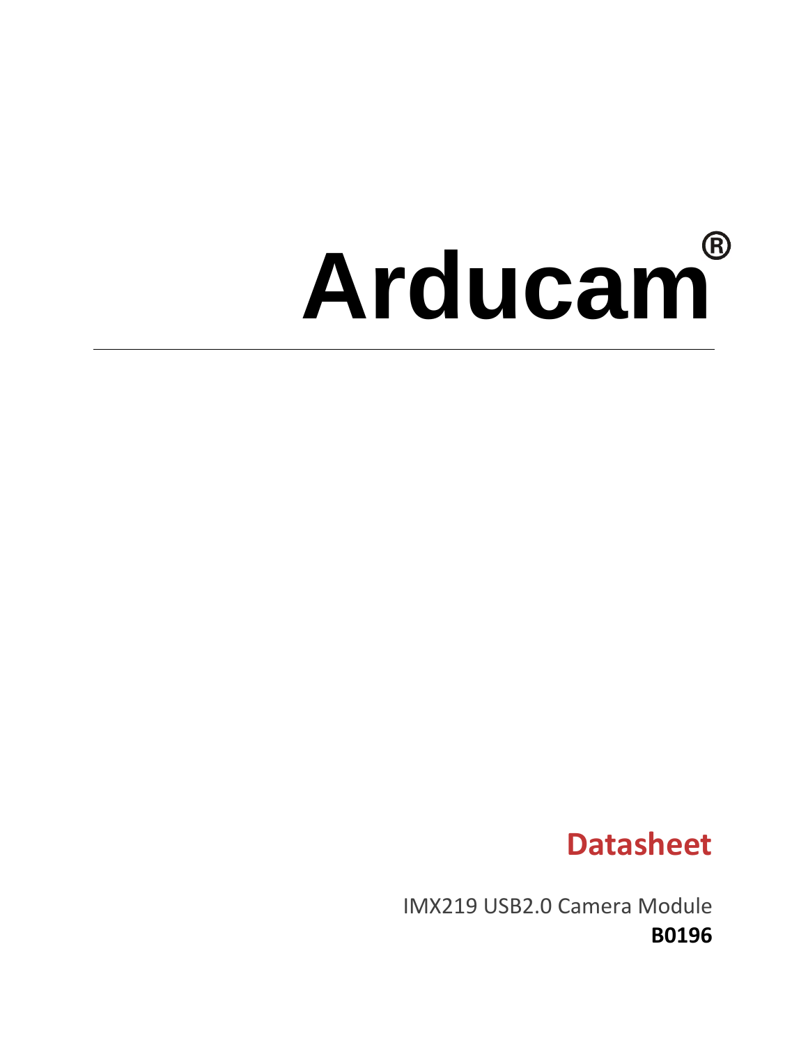# Arducam®

---

## Datasheet

IMX219 USB2.0 Camera Module

**B0196**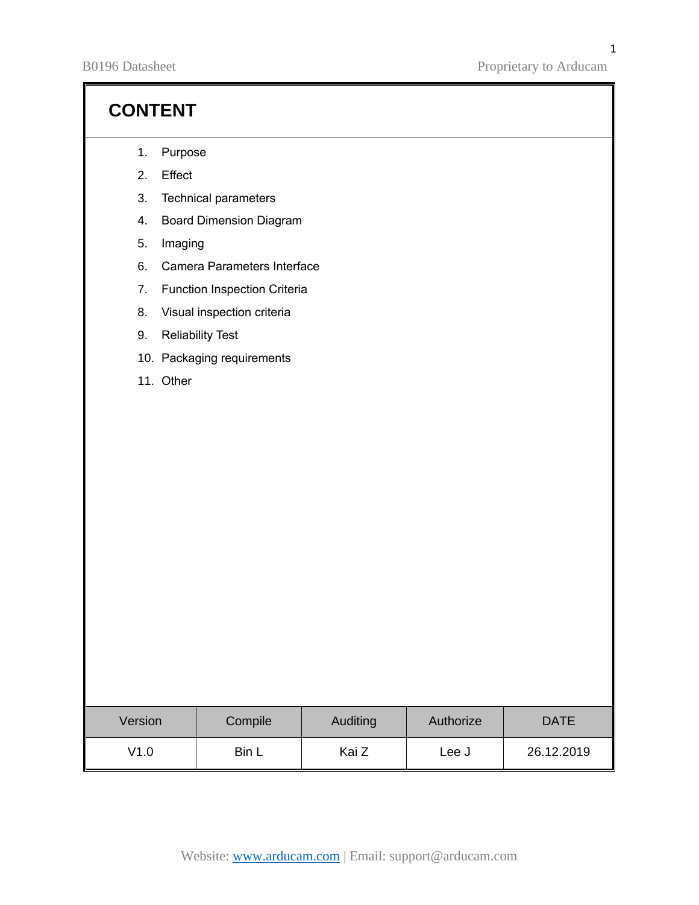# CONTENT

1. Purpose
2. Effect
3. Technical parameters
4. Board Dimension Diagram
5. Imaging
6. Camera Parameters Interface
7. Function Inspection Criteria
8. Visual inspection criteria
9. Reliability Test
10. Packaging requirements
11. Other

| Version | Compile | Auditing | Authorize | DATE |
| --- | --- | --- | --- | --- |
| V1.0 | Bin L | Kai Z | Lee J | 26.12.2019 |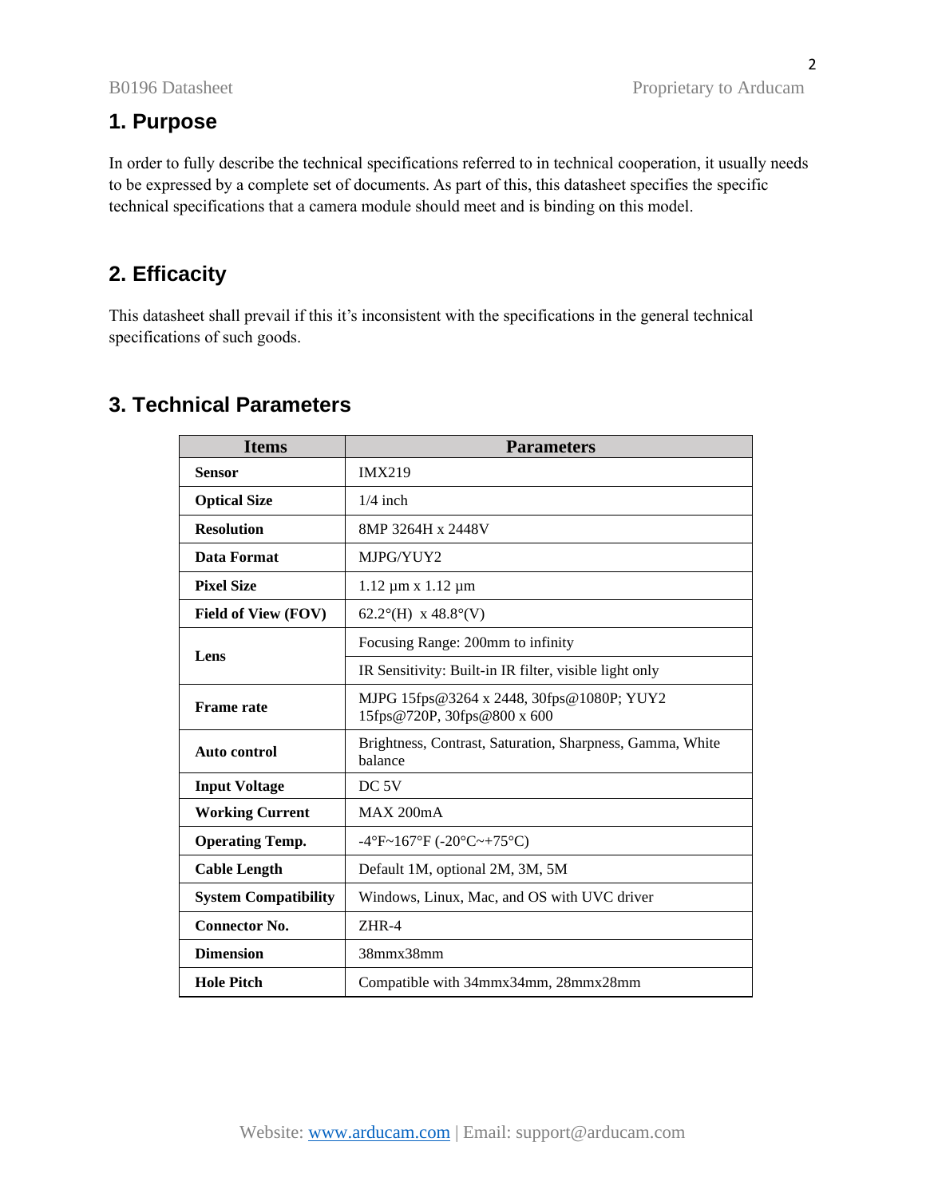## 1. Purpose

In order to fully describe the technical specifications referred to in technical cooperation, it usually needs to be expressed by a complete set of documents. As part of this, this datasheet specifies the specific technical specifications that a camera module should meet and is binding on this model.

## 2. Efficacity

This datasheet shall prevail if this it's inconsistent with the specifications in the general technical specifications of such goods.

## 3. Technical Parameters

| Items | Parameters |
|---|---|
| **Sensor** | IMX219 |
| **Optical Size** | 1/4 inch |
| **Resolution** | 8MP 3264H x 2448V |
| **Data Format** | MJPG/YUY2 |
| **Pixel Size** | 1.12 µm x 1.12 µm |
| **Field of View (FOV)** | 62.2°(H) x 48.8°(V) |
| **Lens** | Focusing Range: 200mm to infinity |
| | IR Sensitivity: Built-in IR filter, visible light only |
| **Frame rate** | MJPG 15fps@3264 x 2448, 30fps@1080P; YUY2 15fps@720P, 30fps@800 x 600 |
| **Auto control** | Brightness, Contrast, Saturation, Sharpness, Gamma, White balance |
| **Input Voltage** | DC 5V |
| **Working Current** | MAX 200mA |
| **Operating Temp.** | -4°F~167°F (-20°C~+75°C) |
| **Cable Length** | Default 1M, optional 2M, 3M, 5M |
| **System Compatibility** | Windows, Linux, Mac, and OS with UVC driver |
| **Connector No.** | ZHR-4 |
| **Dimension** | 38mmx38mm |
| **Hole Pitch** | Compatible with 34mmx34mm, 28mmx28mm |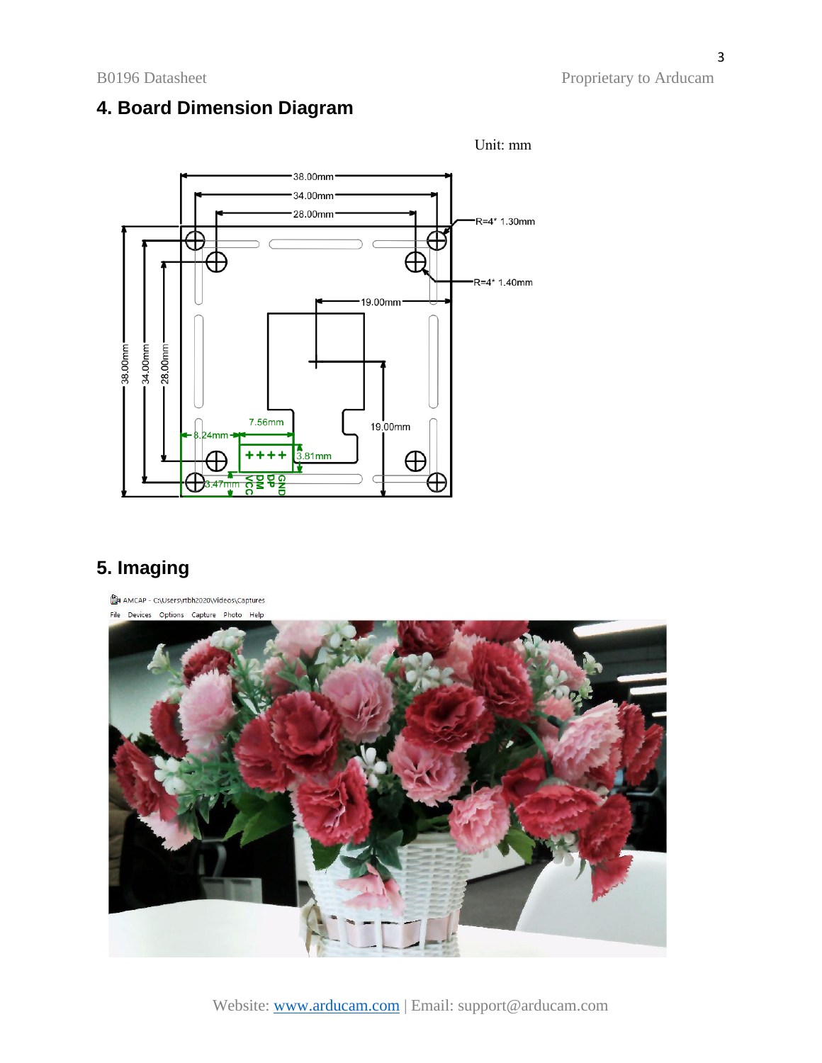## 4. Board Dimension Diagram

Unit: mm

## 5. Imaging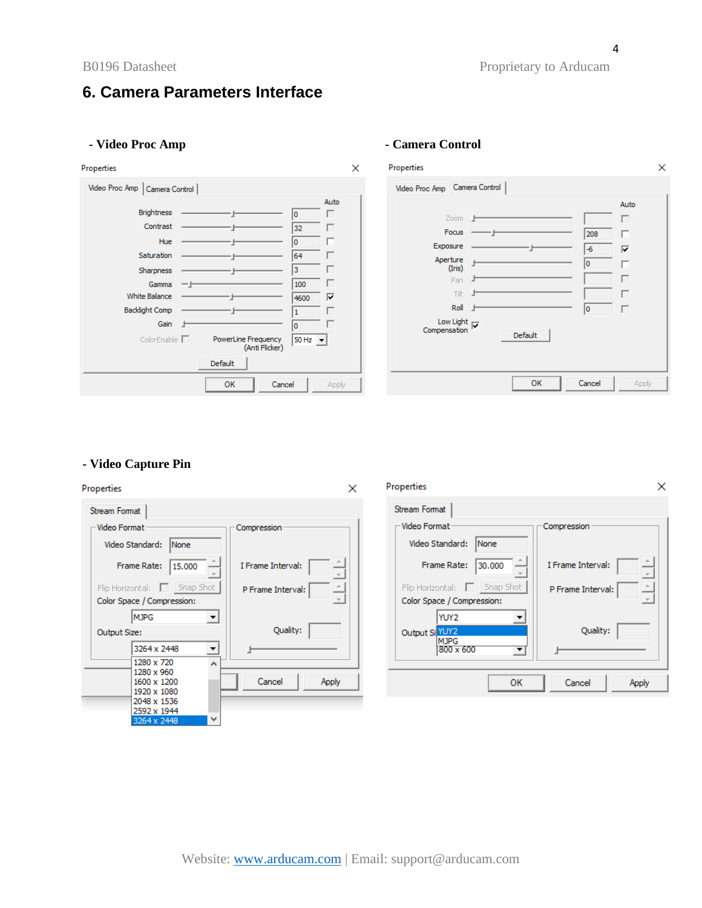# 6. Camera Parameters Interface

- **Video Proc Amp**

- **Camera Control**

- **Video Capture Pin**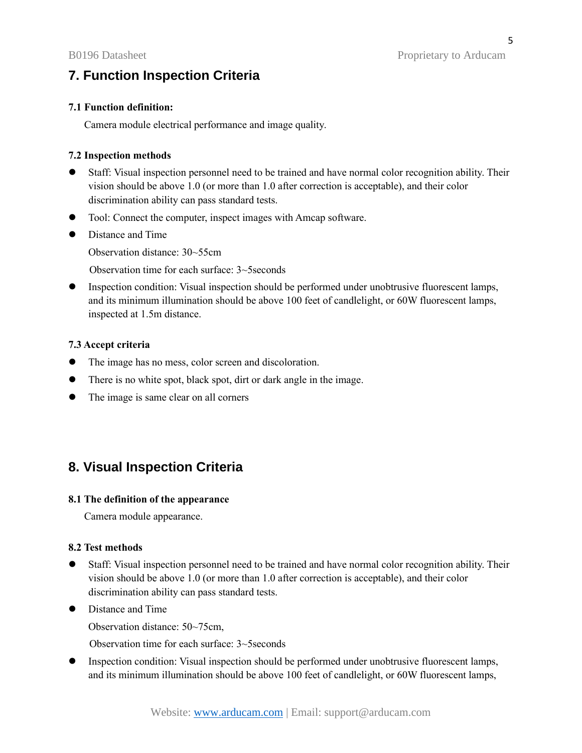# 7. Function Inspection Criteria

### 7.1 Function definition:

Camera module electrical performance and image quality.

### 7.2 Inspection methods

- Staff: Visual inspection personnel need to be trained and have normal color recognition ability. Their vision should be above 1.0 (or more than 1.0 after correction is acceptable), and their color discrimination ability can pass standard tests.
- Tool: Connect the computer, inspect images with Amcap software.
- Distance and Time

  Observation distance: 30~55cm

  Observation time for each surface: 3~5seconds
- Inspection condition: Visual inspection should be performed under unobtrusive fluorescent lamps, and its minimum illumination should be above 100 feet of candlelight, or 60W fluorescent lamps, inspected at 1.5m distance.

### 7.3 Accept criteria

- The image has no mess, color screen and discoloration.
- There is no white spot, black spot, dirt or dark angle in the image.
- The image is same clear on all corners

# 8. Visual Inspection Criteria

### 8.1 The definition of the appearance

Camera module appearance.

### 8.2 Test methods

- Staff: Visual inspection personnel need to be trained and have normal color recognition ability. Their vision should be above 1.0 (or more than 1.0 after correction is acceptable), and their color discrimination ability can pass standard tests.
- Distance and Time

  Observation distance: 50~75cm,

  Observation time for each surface: 3~5seconds
- Inspection condition: Visual inspection should be performed under unobtrusive fluorescent lamps, and its minimum illumination should be above 100 feet of candlelight, or 60W fluorescent lamps,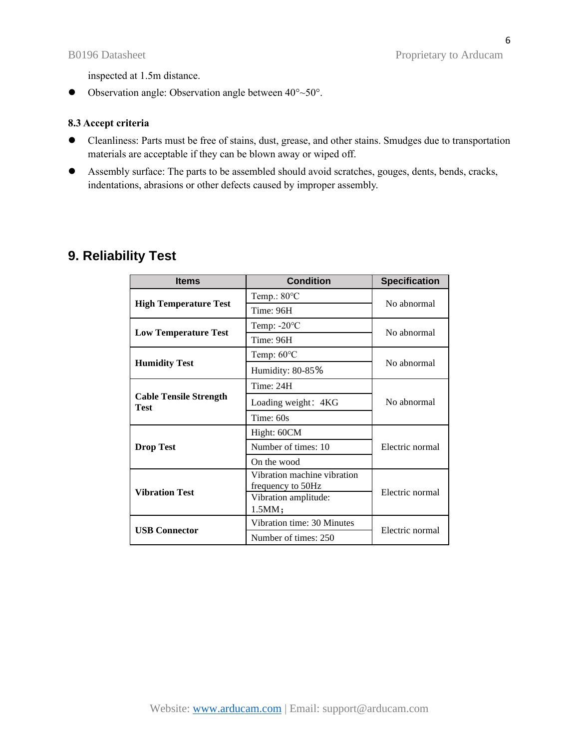inspected at 1.5m distance.

- Observation angle: Observation angle between 40°~50°.

### 8.3 Accept criteria

- Cleanliness: Parts must be free of stains, dust, grease, and other stains. Smudges due to transportation materials are acceptable if they can be blown away or wiped off.
- Assembly surface: The parts to be assembled should avoid scratches, gouges, dents, bends, cracks, indentations, abrasions or other defects caused by improper assembly.

## 9. Reliability Test

| Items | Condition | Specification |
|---|---|---|
| **High Temperature Test** | Temp.: 80°C | No abnormal |
| | Time: 96H | |
| **Low Temperature Test** | Temp: -20°C | No abnormal |
| | Time: 96H | |
| **Humidity Test** | Temp: 60°C | No abnormal |
| | Humidity: 80-85% | |
| **Cable Tensile Strength Test** | Time: 24H | No abnormal |
| | Loading weight：4KG | |
| | Time: 60s | |
| **Drop Test** | Hight: 60CM | Electric normal |
| | Number of times: 10 | |
| | On the wood | |
| **Vibration Test** | Vibration machine vibration frequency to 50Hz | Electric normal |
| | Vibration amplitude: 1.5MM； | |
| **USB Connector** | Vibration time: 30 Minutes | Electric normal |
| | Number of times: 250 | |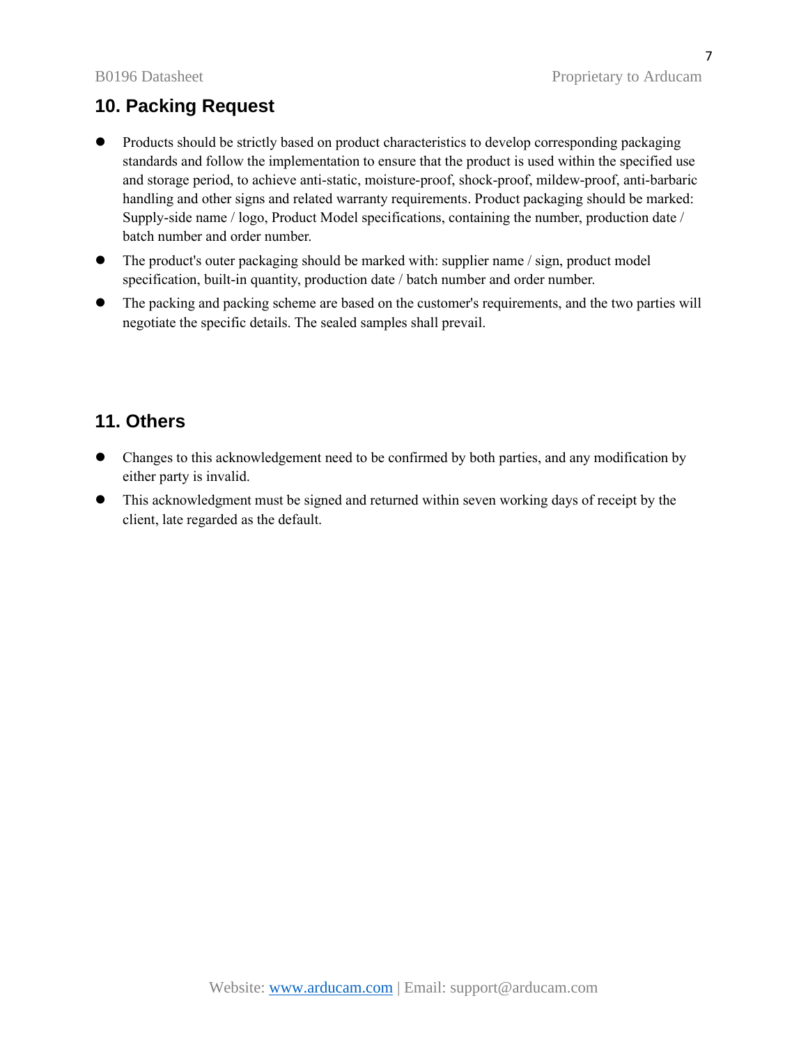## 10. Packing Request

- Products should be strictly based on product characteristics to develop corresponding packaging standards and follow the implementation to ensure that the product is used within the specified use and storage period, to achieve anti-static, moisture-proof, shock-proof, mildew-proof, anti-barbaric handling and other signs and related warranty requirements. Product packaging should be marked: Supply-side name / logo, Product Model specifications, containing the number, production date / batch number and order number.
- The product's outer packaging should be marked with: supplier name / sign, product model specification, built-in quantity, production date / batch number and order number.
- The packing and packing scheme are based on the customer's requirements, and the two parties will negotiate the specific details. The sealed samples shall prevail.

## 11. Others

- Changes to this acknowledgement need to be confirmed by both parties, and any modification by either party is invalid.
- This acknowledgment must be signed and returned within seven working days of receipt by the client, late regarded as the default.